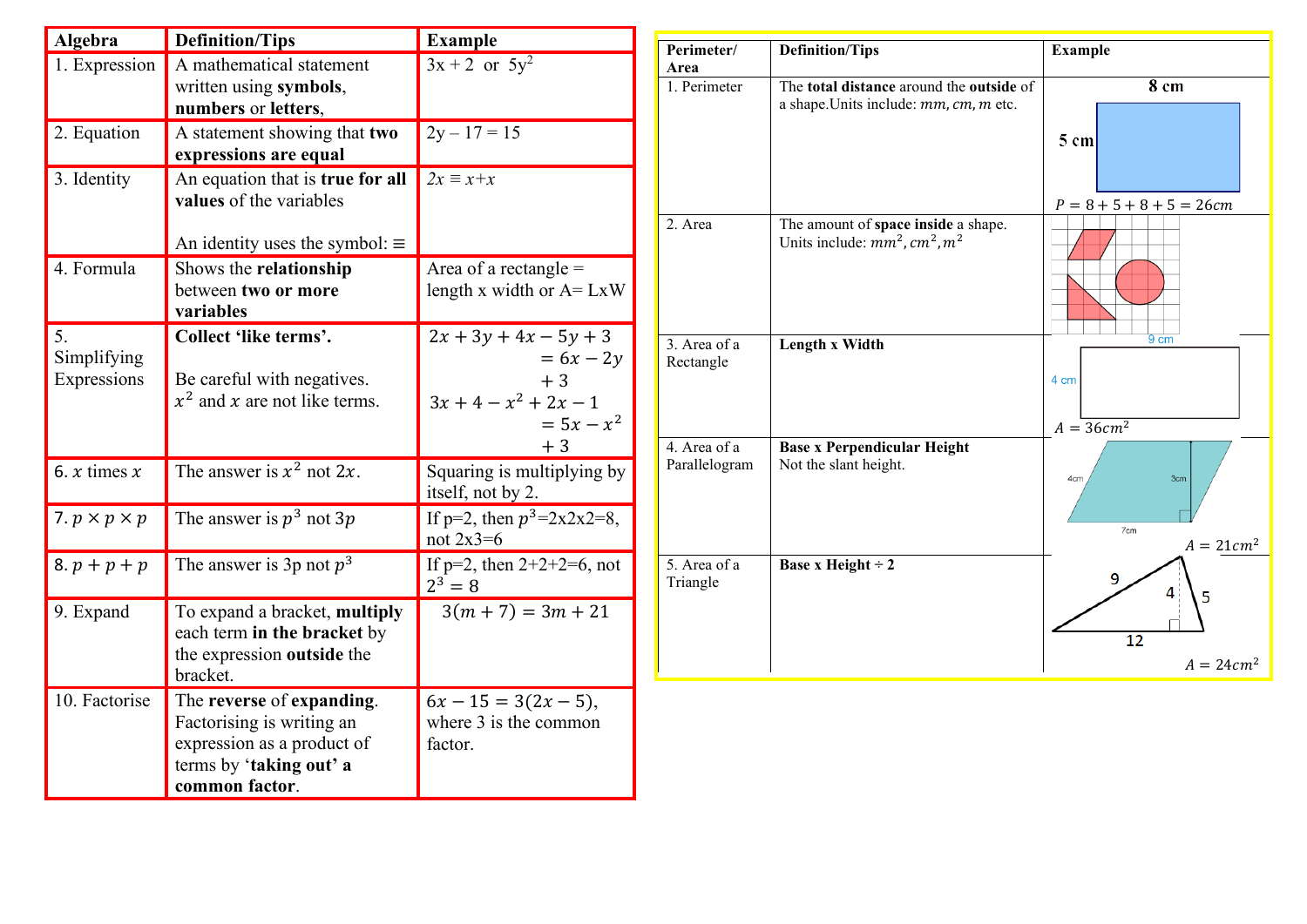| Algebra | Definition/Tips | Example |
| --- | --- | --- |
| 1. Expression | A mathematical statement written using **symbols**, **numbers** or **letters**, | $3x + 2$ or $5y^2$ |
| 2. Equation | A statement showing that **two expressions are equal** | $2y - 17 = 15$ |
| 3. Identity | An equation that is **true for all values** of the variables<br><br>An identity uses the symbol: $\equiv$ | $2x \equiv x+x$ |
| 4. Formula | Shows the **relationship** between **two or more variables** | Area of a rectangle = length x width or A= LxW |
| 5. Simplifying Expressions | **Collect 'like terms'.**<br><br>Be careful with negatives.<br>$x^2$ and $x$ are not like terms. | $2x + 3y + 4x - 5y + 3 = 6x - 2y + 3$<br>$3x + 4 - x^2 + 2x - 1 = 5x - x^2 + 3$ |
| 6. $x$ times $x$ | The answer is $x^2$ not $2x$. | Squaring is multiplying by itself, not by 2. |
| 7. $p \times p \times p$ | The answer is $p^3$ not $3p$ | If p=2, then $p^3$=2x2x2=8, not 2x3=6 |
| 8. $p + p + p$ | The answer is 3p not $p^3$ | If p=2, then 2+2+2=6, not $2^3 = 8$ |
| 9. Expand | To expand a bracket, **multiply** each term **in the bracket** by the expression **outside** the bracket. | $3(m + 7) = 3m + 21$ |
| 10. Factorise | The **reverse** of **expanding**. Factorising is writing an expression as a product of terms by '**taking out' a common factor**. | $6x - 15 = 3(2x - 5)$, where 3 is the common factor. |

| Perimeter/ Area | Definition/Tips | Example |
| --- | --- | --- |
| 1. Perimeter | The **total distance** around the **outside** of a shape. Units include: $mm, cm, m$ etc. | 8 cm, 5 cm<br>$P = 8 + 5 + 8 + 5 = 26cm$ |
| 2. Area | The amount of **space inside** a shape. Units include: $mm^2, cm^2, m^2$ | |
| 3. Area of a Rectangle | **Length x Width** | 9 cm, 4 cm<br>$A = 36cm^2$ |
| 4. Area of a Parallelogram | **Base x Perpendicular Height**<br>Not the slant height. | 4cm, 3cm, 7cm<br>$A = 21cm^2$ |
| 5. Area of a Triangle | **Base x Height ÷ 2** | 9, 4, 5, 12<br>$A = 24cm^2$ |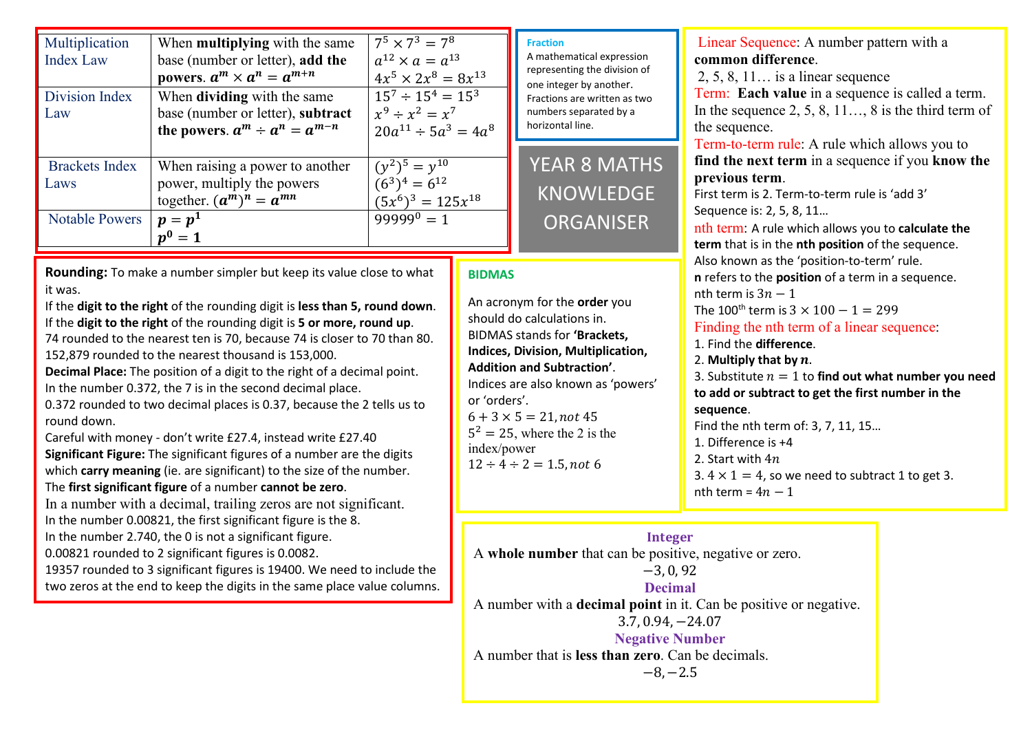# YEAR 8 MATHS KNOWLEDGE ORGANISER

| | | |
|---|---|---|
| Multiplication Index Law | When **multiplying** with the same base (number or letter), **add the powers**. $a^m \times a^n = a^{m+n}$ | $7^5 \times 7^3 = 7^8$<br>$a^{12} \times a = a^{13}$<br>$4x^5 \times 2x^8 = 8x^{13}$ |
| Division Index Law | When **dividing** with the same base (number or letter), **subtract the powers**. $a^m \div a^n = a^{m-n}$ | $15^7 \div 15^4 = 15^3$<br>$x^9 \div x^2 = x^7$<br>$20a^{11} \div 5a^3 = 4a^8$ |
| Brackets Index Laws | When raising a power to another power, multiply the powers together. $(a^m)^n = a^{mn}$ | $(y^2)^5 = y^{10}$<br>$(6^3)^4 = 6^{12}$<br>$(5x^6)^3 = 125x^{18}$ |
| Notable Powers | $p = p^1$<br>$p^0 = 1$ | $99999^0 = 1$ |

**Rounding:** To make a number simpler but keep its value close to what it was.
If the **digit to the right** of the rounding digit is **less than 5, round down**.
If the **digit to the right** of the rounding digit is **5 or more, round up**.
74 rounded to the nearest ten is 70, because 74 is closer to 70 than 80.
152,879 rounded to the nearest thousand is 153,000.
**Decimal Place:** The position of a digit to the right of a decimal point.
In the number 0.372, the 7 is in the second decimal place.
0.372 rounded to two decimal places is 0.37, because the 2 tells us to round down.
Careful with money - don't write £27.4, instead write £27.40
**Significant Figure:** The significant figures of a number are the digits which **carry meaning** (ie. are significant) to the size of the number.
The **first significant figure** of a number **cannot be zero**.
In a number with a decimal, trailing zeros are not significant.
In the number 0.00821, the first significant figure is the 8.
In the number 2.740, the 0 is not a significant figure.
0.00821 rounded to 2 significant figures is 0.0082.
19357 rounded to 3 significant figures is 19400. We need to include the two zeros at the end to keep the digits in the same place value columns.

**Fraction**
A mathematical expression representing the division of one integer by another. Fractions are written as two numbers separated by a horizontal line.

**BIDMAS**

An acronym for the **order** you should do calculations in.
BIDMAS stands for **'Brackets, Indices, Division, Multiplication, Addition and Subtraction'**.
Indices are also known as 'powers' or 'orders'.
$6 + 3 \times 5 = 21, not\ 45$
$5^2 = 25$, where the 2 is the index/power
$12 \div 4 \div 2 = 1.5, not\ 6$

**Linear Sequence**: A number pattern with a **common difference**.
2, 5, 8, 11… is a linear sequence
**Term**: **Each value** in a sequence is called a term.
In the sequence 2, 5, 8, 11…, 8 is the third term of the sequence.
**Term-to-term rule**: A rule which allows you to **find the next term** in a sequence if you **know the previous term**.
First term is 2. Term-to-term rule is 'add 3'
Sequence is: 2, 5, 8, 11…
**nth term**: A rule which allows you to **calculate the term** that is in the **nth position** of the sequence.
Also known as the 'position-to-term' rule.
**n** refers to the **position** of a term in a sequence.
nth term is $3n - 1$
The 100th term is $3 \times 100 - 1 = 299$
**Finding the nth term of a linear sequence**:
1. Find the **difference**.
2. **Multiply that by $n$**.
3. Substitute $n = 1$ to **find out what number you need to add or subtract to get the first number in the sequence**.

Find the nth term of: 3, 7, 11, 15…
1. Difference is +4
2. Start with $4n$
3. $4 \times 1 = 4$, so we need to subtract 1 to get 3.

nth term = $4n - 1$

**Integer**
A **whole number** that can be positive, negative or zero.
$-3, 0, 92$

**Decimal**
A number with a **decimal point** in it. Can be positive or negative.
$3.7, 0.94, -24.07$

**Negative Number**
A number that is **less than zero**. Can be decimals.
$-8, -2.5$